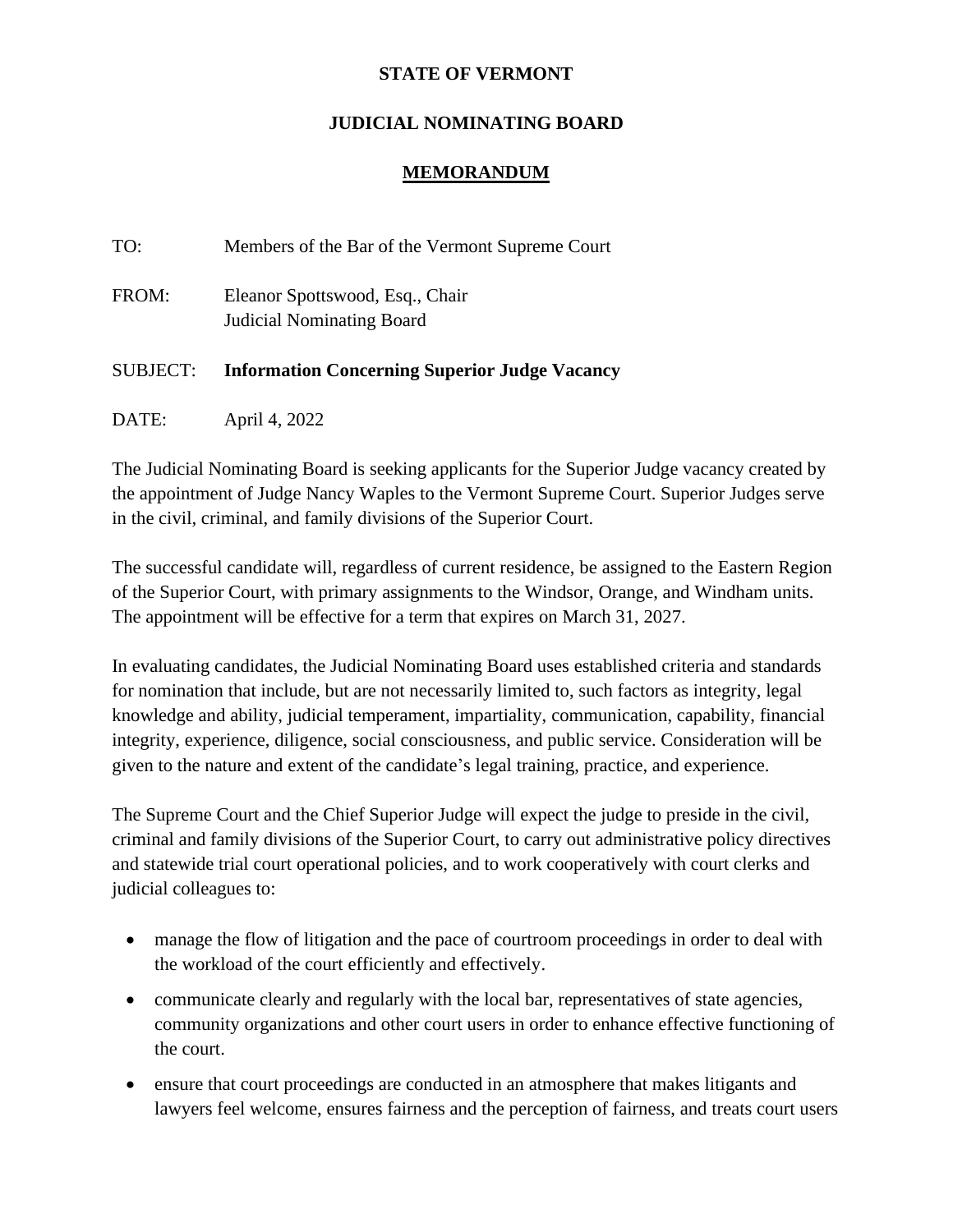**STATE OF VERMONT**

**JUDICIAL NOMINATING BOARD**

**MEMORANDUM**

TO: Members of the Bar of the Vermont Supreme Court

FROM: Eleanor Spottswood, Esq., Chair
Judicial Nominating Board

SUBJECT: **Information Concerning Superior Judge Vacancy**

DATE: April 4, 2022

The Judicial Nominating Board is seeking applicants for the Superior Judge vacancy created by the appointment of Judge Nancy Waples to the Vermont Supreme Court. Superior Judges serve in the civil, criminal, and family divisions of the Superior Court.

The successful candidate will, regardless of current residence, be assigned to the Eastern Region of the Superior Court, with primary assignments to the Windsor, Orange, and Windham units. The appointment will be effective for a term that expires on March 31, 2027.

In evaluating candidates, the Judicial Nominating Board uses established criteria and standards for nomination that include, but are not necessarily limited to, such factors as integrity, legal knowledge and ability, judicial temperament, impartiality, communication, capability, financial integrity, experience, diligence, social consciousness, and public service. Consideration will be given to the nature and extent of the candidate's legal training, practice, and experience.

The Supreme Court and the Chief Superior Judge will expect the judge to preside in the civil, criminal and family divisions of the Superior Court, to carry out administrative policy directives and statewide trial court operational policies, and to work cooperatively with court clerks and judicial colleagues to:

- manage the flow of litigation and the pace of courtroom proceedings in order to deal with the workload of the court efficiently and effectively.
- communicate clearly and regularly with the local bar, representatives of state agencies, community organizations and other court users in order to enhance effective functioning of the court.
- ensure that court proceedings are conducted in an atmosphere that makes litigants and lawyers feel welcome, ensures fairness and the perception of fairness, and treats court users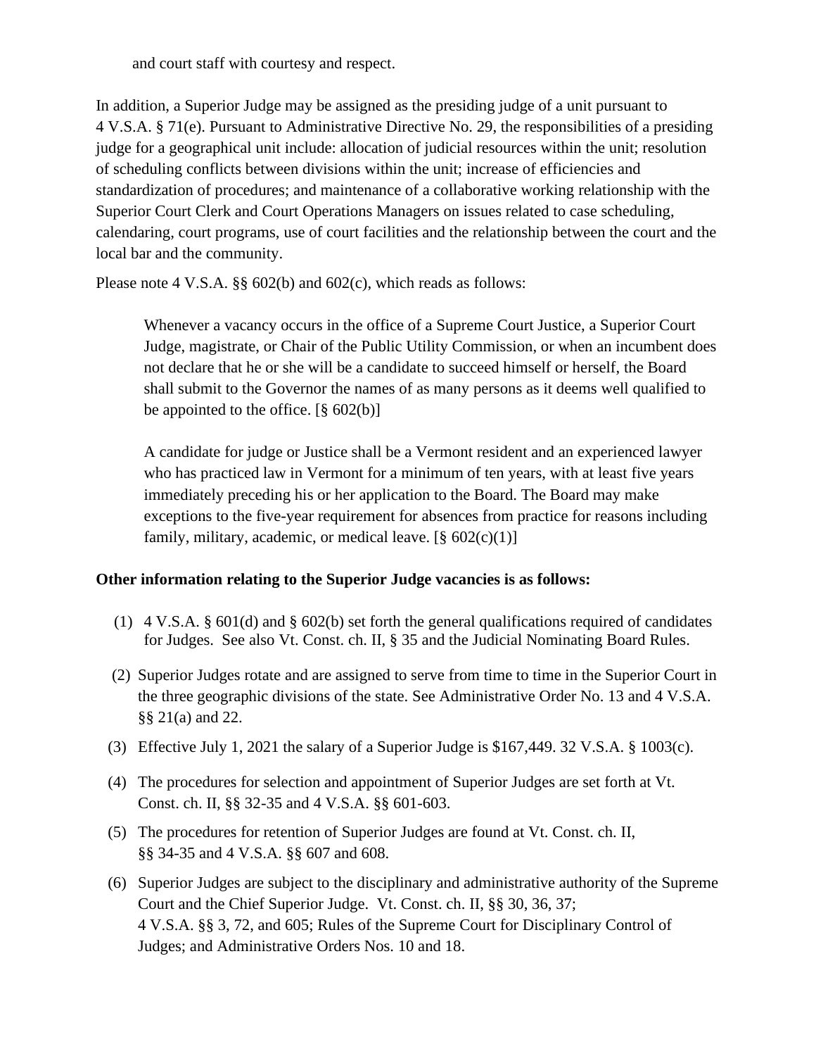and court staff with courtesy and respect.

In addition, a Superior Judge may be assigned as the presiding judge of a unit pursuant to 4 V.S.A. § 71(e). Pursuant to Administrative Directive No. 29, the responsibilities of a presiding judge for a geographical unit include: allocation of judicial resources within the unit; resolution of scheduling conflicts between divisions within the unit; increase of efficiencies and standardization of procedures; and maintenance of a collaborative working relationship with the Superior Court Clerk and Court Operations Managers on issues related to case scheduling, calendaring, court programs, use of court facilities and the relationship between the court and the local bar and the community.

Please note 4 V.S.A. §§ 602(b) and 602(c), which reads as follows:

> Whenever a vacancy occurs in the office of a Supreme Court Justice, a Superior Court Judge, magistrate, or Chair of the Public Utility Commission, or when an incumbent does not declare that he or she will be a candidate to succeed himself or herself, the Board shall submit to the Governor the names of as many persons as it deems well qualified to be appointed to the office. [§ 602(b)]
>
> A candidate for judge or Justice shall be a Vermont resident and an experienced lawyer who has practiced law in Vermont for a minimum of ten years, with at least five years immediately preceding his or her application to the Board. The Board may make exceptions to the five-year requirement for absences from practice for reasons including family, military, academic, or medical leave. [§ 602(c)(1)]

**Other information relating to the Superior Judge vacancies is as follows:**

(1) 4 V.S.A. § 601(d) and § 602(b) set forth the general qualifications required of candidates for Judges. See also Vt. Const. ch. II, § 35 and the Judicial Nominating Board Rules.

(2) Superior Judges rotate and are assigned to serve from time to time in the Superior Court in the three geographic divisions of the state. See Administrative Order No. 13 and 4 V.S.A. §§ 21(a) and 22.

(3) Effective July 1, 2021 the salary of a Superior Judge is $167,449. 32 V.S.A. § 1003(c).

(4) The procedures for selection and appointment of Superior Judges are set forth at Vt. Const. ch. II, §§ 32-35 and 4 V.S.A. §§ 601-603.

(5) The procedures for retention of Superior Judges are found at Vt. Const. ch. II, §§ 34-35 and 4 V.S.A. §§ 607 and 608.

(6) Superior Judges are subject to the disciplinary and administrative authority of the Supreme Court and the Chief Superior Judge. Vt. Const. ch. II, §§ 30, 36, 37; 4 V.S.A. §§ 3, 72, and 605; Rules of the Supreme Court for Disciplinary Control of Judges; and Administrative Orders Nos. 10 and 18.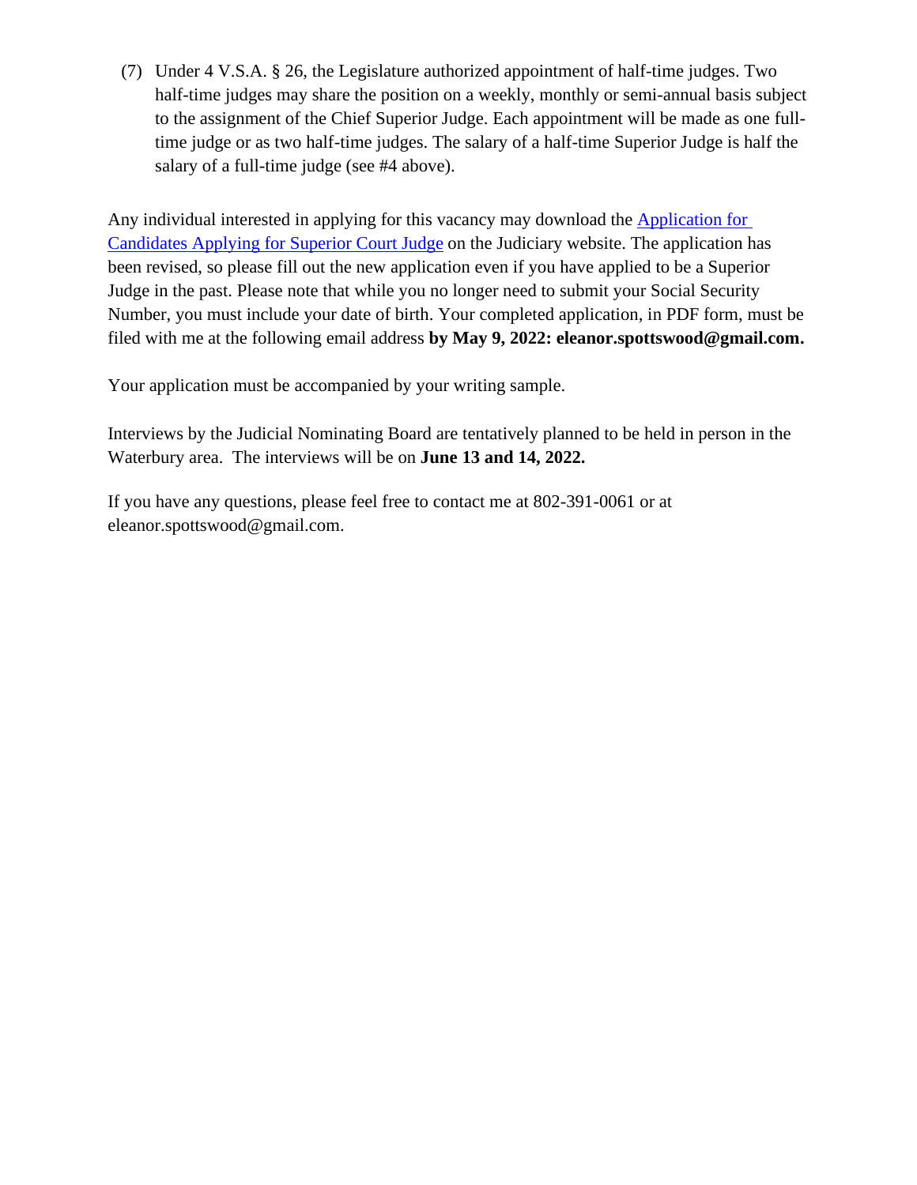(7) Under 4 V.S.A. § 26, the Legislature authorized appointment of half-time judges. Two half-time judges may share the position on a weekly, monthly or semi-annual basis subject to the assignment of the Chief Superior Judge. Each appointment will be made as one full-time judge or as two half-time judges. The salary of a half-time Superior Judge is half the salary of a full-time judge (see #4 above).

Any individual interested in applying for this vacancy may download the Application for Candidates Applying for Superior Court Judge on the Judiciary website. The application has been revised, so please fill out the new application even if you have applied to be a Superior Judge in the past. Please note that while you no longer need to submit your Social Security Number, you must include your date of birth. Your completed application, in PDF form, must be filed with me at the following email address **by May 9, 2022: eleanor.spottswood@gmail.com.**

Your application must be accompanied by your writing sample.

Interviews by the Judicial Nominating Board are tentatively planned to be held in person in the Waterbury area. The interviews will be on **June 13 and 14, 2022.**

If you have any questions, please feel free to contact me at 802-391-0061 or at eleanor.spottswood@gmail.com.